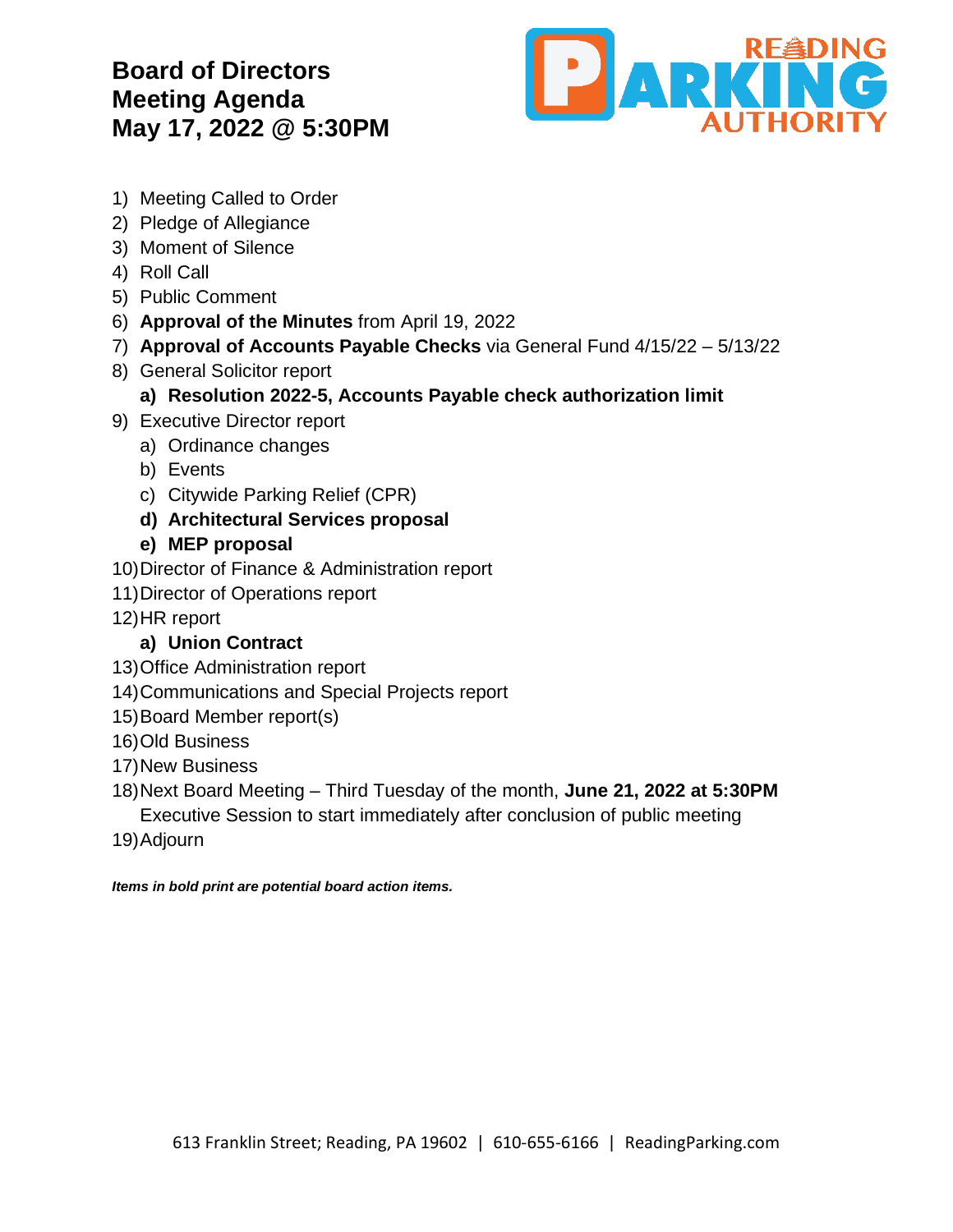# Board of Directors Meeting Agenda May 17, 2022 @ 5:30PM

1) Meeting Called to Order
2) Pledge of Allegiance
3) Moment of Silence
4) Roll Call
5) Public Comment
6) **Approval of the Minutes** from April 19, 2022
7) **Approval of Accounts Payable Checks** via General Fund 4/15/22 – 5/13/22
8) General Solicitor report
   a) **Resolution 2022-5, Accounts Payable check authorization limit**
9) Executive Director report
   a) Ordinance changes
   b) Events
   c) Citywide Parking Relief (CPR)
   d) **Architectural Services proposal**
   e) **MEP proposal**
10) Director of Finance & Administration report
11) Director of Operations report
12) HR report
    a) **Union Contract**
13) Office Administration report
14) Communications and Special Projects report
15) Board Member report(s)
16) Old Business
17) New Business
18) Next Board Meeting – Third Tuesday of the month, **June 21, 2022 at 5:30PM**
    Executive Session to start immediately after conclusion of public meeting
19) Adjourn

***Items in bold print are potential board action items.***

613 Franklin Street; Reading, PA 19602 | 610-655-6166 | ReadingParking.com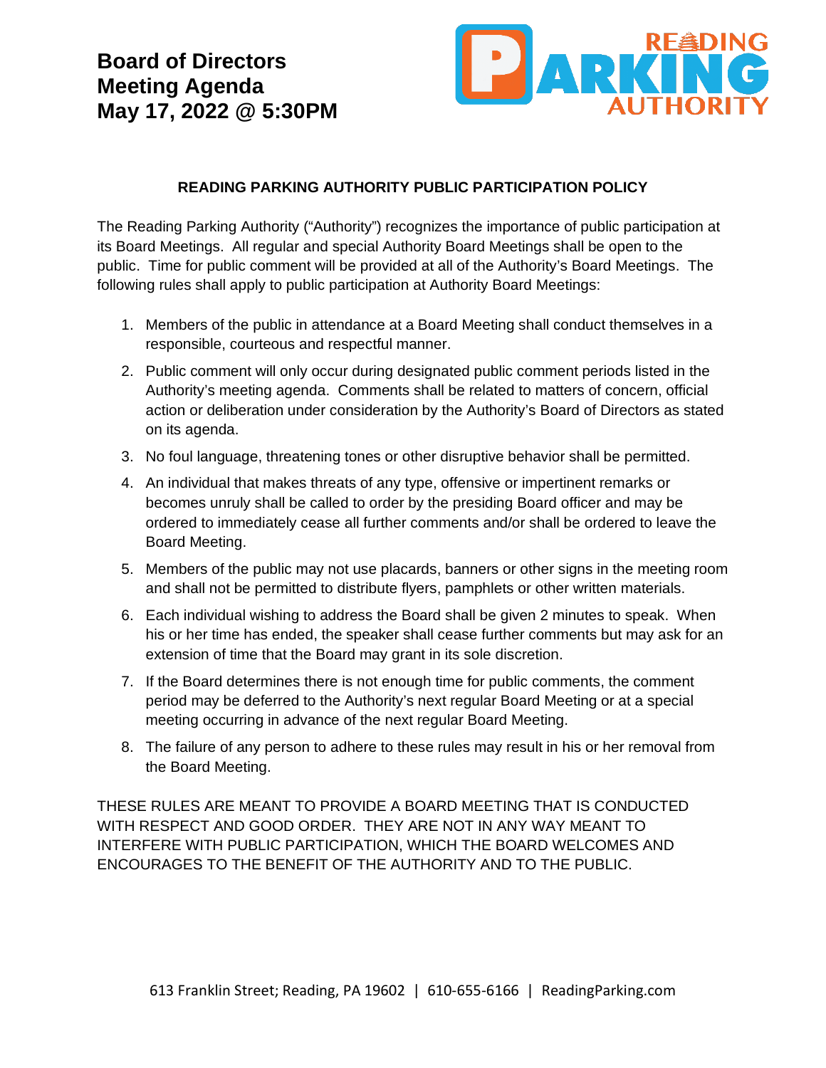# Board of Directors Meeting Agenda May 17, 2022 @ 5:30PM

READING PARKING AUTHORITY

## READING PARKING AUTHORITY PUBLIC PARTICIPATION POLICY

The Reading Parking Authority ("Authority") recognizes the importance of public participation at its Board Meetings. All regular and special Authority Board Meetings shall be open to the public. Time for public comment will be provided at all of the Authority's Board Meetings. The following rules shall apply to public participation at Authority Board Meetings:

1. Members of the public in attendance at a Board Meeting shall conduct themselves in a responsible, courteous and respectful manner.
2. Public comment will only occur during designated public comment periods listed in the Authority's meeting agenda. Comments shall be related to matters of concern, official action or deliberation under consideration by the Authority's Board of Directors as stated on its agenda.
3. No foul language, threatening tones or other disruptive behavior shall be permitted.
4. An individual that makes threats of any type, offensive or impertinent remarks or becomes unruly shall be called to order by the presiding Board officer and may be ordered to immediately cease all further comments and/or shall be ordered to leave the Board Meeting.
5. Members of the public may not use placards, banners or other signs in the meeting room and shall not be permitted to distribute flyers, pamphlets or other written materials.
6. Each individual wishing to address the Board shall be given 2 minutes to speak. When his or her time has ended, the speaker shall cease further comments but may ask for an extension of time that the Board may grant in its sole discretion.
7. If the Board determines there is not enough time for public comments, the comment period may be deferred to the Authority's next regular Board Meeting or at a special meeting occurring in advance of the next regular Board Meeting.
8. The failure of any person to adhere to these rules may result in his or her removal from the Board Meeting.

THESE RULES ARE MEANT TO PROVIDE A BOARD MEETING THAT IS CONDUCTED WITH RESPECT AND GOOD ORDER. THEY ARE NOT IN ANY WAY MEANT TO INTERFERE WITH PUBLIC PARTICIPATION, WHICH THE BOARD WELCOMES AND ENCOURAGES TO THE BENEFIT OF THE AUTHORITY AND TO THE PUBLIC.

613 Franklin Street; Reading, PA 19602 | 610-655-6166 | ReadingParking.com